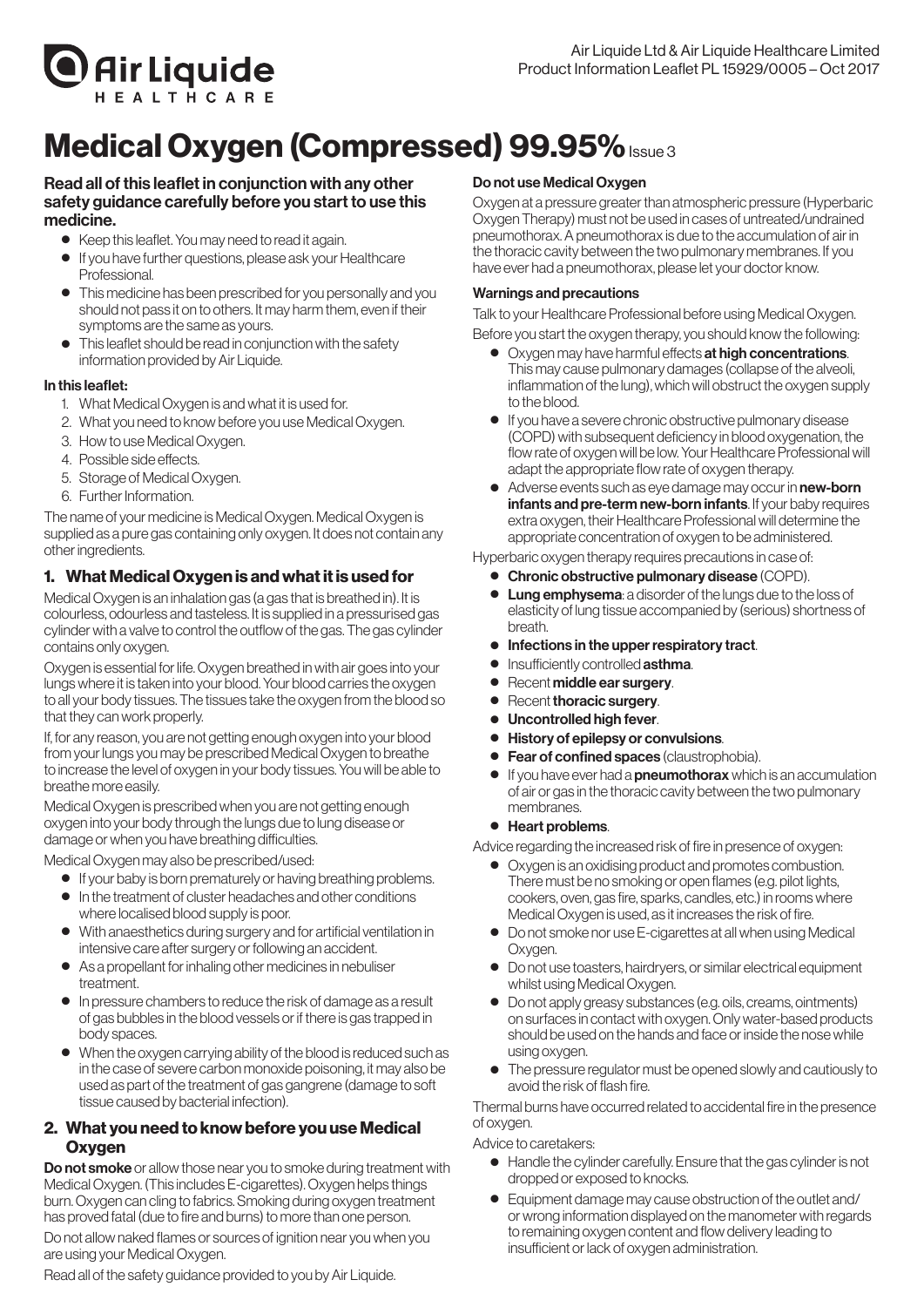Air Liquide Ltd & Air Liquide Healthcare Limited
Product Information Leaflet PL 15929/0005 – Oct 2017

# Medical Oxygen (Compressed) 99.95% Issue 3

**Read all of this leaflet in conjunction with any other safety guidance carefully before you start to use this medicine.**

- Keep this leaflet. You may need to read it again.
- If you have further questions, please ask your Healthcare Professional.
- This medicine has been prescribed for you personally and you should not pass it on to others. It may harm them, even if their symptoms are the same as yours.
- This leaflet should be read in conjunction with the safety information provided by Air Liquide.

**In this leaflet:**

1. What Medical Oxygen is and what it is used for.
2. What you need to know before you use Medical Oxygen.
3. How to use Medical Oxygen.
4. Possible side effects.
5. Storage of Medical Oxygen.
6. Further Information.

The name of your medicine is Medical Oxygen. Medical Oxygen is supplied as a pure gas containing only oxygen. It does not contain any other ingredients.

## 1. What Medical Oxygen is and what it is used for

Medical Oxygen is an inhalation gas (a gas that is breathed in). It is colourless, odourless and tasteless. It is supplied in a pressurised gas cylinder with a valve to control the outflow of the gas. The gas cylinder contains only oxygen.

Oxygen is essential for life. Oxygen breathed in with air goes into your lungs where it is taken into your blood. Your blood carries the oxygen to all your body tissues. The tissues take the oxygen from the blood so that they can work properly.

If, for any reason, you are not getting enough oxygen into your blood from your lungs you may be prescribed Medical Oxygen to breathe to increase the level of oxygen in your body tissues. You will be able to breathe more easily.

Medical Oxygen is prescribed when you are not getting enough oxygen into your body through the lungs due to lung disease or damage or when you have breathing difficulties.

Medical Oxygen may also be prescribed/used:

- If your baby is born prematurely or having breathing problems.
- In the treatment of cluster headaches and other conditions where localised blood supply is poor.
- With anaesthetics during surgery and for artificial ventilation in intensive care after surgery or following an accident.
- As a propellant for inhaling other medicines in nebuliser treatment.
- In pressure chambers to reduce the risk of damage as a result of gas bubbles in the blood vessels or if there is gas trapped in body spaces.
- When the oxygen carrying ability of the blood is reduced such as in the case of severe carbon monoxide poisoning, it may also be used as part of the treatment of gas gangrene (damage to soft tissue caused by bacterial infection).

## 2. What you need to know before you use Medical Oxygen

**Do not smoke** or allow those near you to smoke during treatment with Medical Oxygen. (This includes E-cigarettes). Oxygen helps things burn. Oxygen can cling to fabrics. Smoking during oxygen treatment has proved fatal (due to fire and burns) to more than one person.

Do not allow naked flames or sources of ignition near you when you are using your Medical Oxygen.

Read all of the safety guidance provided to you by Air Liquide.

### Do not use Medical Oxygen

Oxygen at a pressure greater than atmospheric pressure (Hyperbaric Oxygen Therapy) must not be used in cases of untreated/undrained pneumothorax. A pneumothorax is due to the accumulation of air in the thoracic cavity between the two pulmonary membranes. If you have ever had a pneumothorax, please let your doctor know.

### Warnings and precautions

Talk to your Healthcare Professional before using Medical Oxygen.

Before you start the oxygen therapy, you should know the following:

- Oxygen may have harmful effects **at high concentrations**. This may cause pulmonary damages (collapse of the alveoli, inflammation of the lung), which will obstruct the oxygen supply to the blood.
- If you have a severe chronic obstructive pulmonary disease (COPD) with subsequent deficiency in blood oxygenation, the flow rate of oxygen will be low. Your Healthcare Professional will adapt the appropriate flow rate of oxygen therapy.
- Adverse events such as eye damage may occur in **new-born infants and pre-term new-born infants**. If your baby requires extra oxygen, their Healthcare Professional will determine the appropriate concentration of oxygen to be administered.

Hyperbaric oxygen therapy requires precautions in case of:

- **Chronic obstructive pulmonary disease** (COPD).
- **Lung emphysema**: a disorder of the lungs due to the loss of elasticity of lung tissue accompanied by (serious) shortness of breath.
- **Infections in the upper respiratory tract**.
- Insufficiently controlled **asthma**.
- Recent **middle ear surgery**.
- Recent **thoracic surgery**.
- **Uncontrolled high fever**.
- **History of epilepsy or convulsions**.
- **Fear of confined spaces** (claustrophobia).
- If you have ever had a **pneumothorax** which is an accumulation of air or gas in the thoracic cavity between the two pulmonary membranes.
- **Heart problems**.

Advice regarding the increased risk of fire in presence of oxygen:

- Oxygen is an oxidising product and promotes combustion. There must be no smoking or open flames (e.g. pilot lights, cookers, oven, gas fire, sparks, candles, etc.) in rooms where Medical Oxygen is used, as it increases the risk of fire.
- Do not smoke nor use E-cigarettes at all when using Medical Oxygen.
- Do not use toasters, hairdryers, or similar electrical equipment whilst using Medical Oxygen.
- Do not apply greasy substances (e.g. oils, creams, ointments) on surfaces in contact with oxygen. Only water-based products should be used on the hands and face or inside the nose while using oxygen.
- The pressure regulator must be opened slowly and cautiously to avoid the risk of flash fire.

Thermal burns have occurred related to accidental fire in the presence of oxygen.

Advice to caretakers:

- Handle the cylinder carefully. Ensure that the gas cylinder is not dropped or exposed to knocks.
- Equipment damage may cause obstruction of the outlet and/or wrong information displayed on the manometer with regards to remaining oxygen content and flow delivery leading to insufficient or lack of oxygen administration.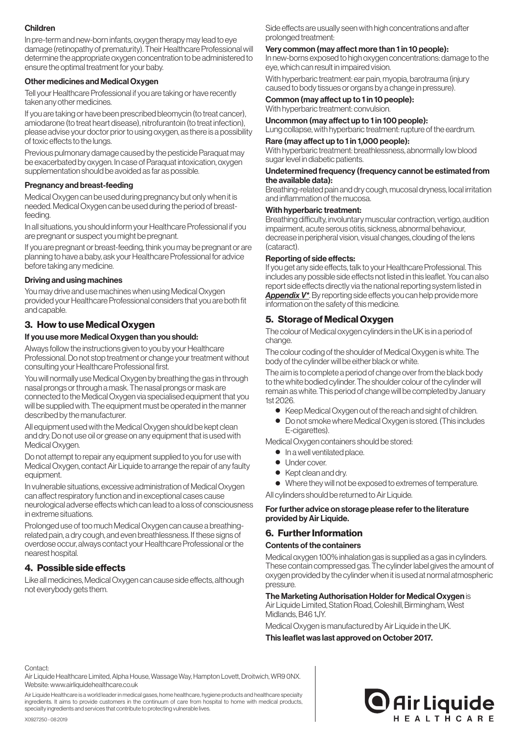### Children

In pre-term and new-born infants, oxygen therapy may lead to eye damage (retinopathy of prematurity). Their Healthcare Professional will determine the appropriate oxygen concentration to be administered to ensure the optimal treatment for your baby.

### Other medicines and Medical Oxygen

Tell your Healthcare Professional if you are taking or have recently taken any other medicines.

If you are taking or have been prescribed bleomycin (to treat cancer), amiodarone (to treat heart disease), nitrofurantoin (to treat infection), please advise your doctor prior to using oxygen, as there is a possibility of toxic effects to the lungs.

Previous pulmonary damage caused by the pesticide Paraquat may be exacerbated by oxygen. In case of Paraquat intoxication, oxygen supplementation should be avoided as far as possible.

### Pregnancy and breast-feeding

Medical Oxygen can be used during pregnancy but only when it is needed. Medical Oxygen can be used during the period of breast-feeding.

In all situations, you should inform your Healthcare Professional if you are pregnant or suspect you might be pregnant.

If you are pregnant or breast-feeding, think you may be pregnant or are planning to have a baby, ask your Healthcare Professional for advice before taking any medicine.

### Driving and using machines

You may drive and use machines when using Medical Oxygen provided your Healthcare Professional considers that you are both fit and capable.

## 3. How to use Medical Oxygen

### If you use more Medical Oxygen than you should:

Always follow the instructions given to you by your Healthcare Professional. Do not stop treatment or change your treatment without consulting your Healthcare Professional first.

You will normally use Medical Oxygen by breathing the gas in through nasal prongs or through a mask. The nasal prongs or mask are connected to the Medical Oxygen via specialised equipment that you will be supplied with. The equipment must be operated in the manner described by the manufacturer.

All equipment used with the Medical Oxygen should be kept clean and dry. Do not use oil or grease on any equipment that is used with Medical Oxygen.

Do not attempt to repair any equipment supplied to you for use with Medical Oxygen, contact Air Liquide to arrange the repair of any faulty equipment.

In vulnerable situations, excessive administration of Medical Oxygen can affect respiratory function and in exceptional cases cause neurological adverse effects which can lead to a loss of consciousness in extreme situations.

Prolonged use of too much Medical Oxygen can cause a breathing-related pain, a dry cough, and even breathlessness. If these signs of overdose occur, always contact your Healthcare Professional or the nearest hospital.

## 4. Possible side effects

Like all medicines, Medical Oxygen can cause side effects, although not everybody gets them.

Side effects are usually seen with high concentrations and after prolonged treatment:

**Very common (may affect more than 1 in 10 people):**

In new-borns exposed to high oxygen concentrations: damage to the eye, which can result in impaired vision.

With hyperbaric treatment: ear pain, myopia, barotrauma (injury caused to body tissues or organs by a change in pressure).

**Common (may affect up to 1 in 10 people):**

With hyperbaric treatment: convulsion.

**Uncommon (may affect up to 1 in 100 people):**

Lung collapse, with hyperbaric treatment: rupture of the eardrum.

**Rare (may affect up to 1 in 1,000 people):**

With hyperbaric treatment: breathlessness, abnormally low blood sugar level in diabetic patients.

**Undetermined frequency (frequency cannot be estimated from the available data):**

Breathing-related pain and dry cough, mucosal dryness, local irritation and inflammation of the mucosa.

**With hyperbaric treatment:**

Breathing difficulty, involuntary muscular contraction, vertigo, audition impairment, acute serous otitis, sickness, abnormal behaviour, decrease in peripheral vision, visual changes, clouding of the lens (cataract).

**Reporting of side effects:**

If you get any side effects, talk to your Healthcare Professional. This includes any possible side effects not listed in this leaflet. You can also report side effects directly via the national reporting system listed in ***Appendix V****. By reporting side effects you can help provide more information on the safety of this medicine.

## 5. Storage of Medical Oxygen

The colour of Medical oxygen cylinders in the UK is in a period of change.

The colour coding of the shoulder of Medical Oxygen is white. The body of the cylinder will be either black or white.

The aim is to complete a period of change over from the black body to the white bodied cylinder. The shoulder colour of the cylinder will remain as white. This period of change will be completed by January 1st 2026.

- Keep Medical Oxygen out of the reach and sight of children.
- Do not smoke where Medical Oxygen is stored. (This includes E-cigarettes).

Medical Oxygen containers should be stored:

- In a well ventilated place.
- Under cover.
- Kept clean and dry.
- Where they will not be exposed to extremes of temperature.

All cylinders should be returned to Air Liquide.

**For further advice on storage please refer to the literature provided by Air Liquide.**

## 6. Further Information

### Contents of the containers

Medical oxygen 100% inhalation gas is supplied as a gas in cylinders. These contain compressed gas. The cylinder label gives the amount of oxygen provided by the cylinder when it is used at normal atmospheric pressure.

**The Marketing Authorisation Holder for Medical Oxygen** is Air Liquide Limited, Station Road, Coleshill, Birmingham, West Midlands, B46 1JY.

Medical Oxygen is manufactured by Air Liquide in the UK.

**This leaflet was last approved on October 2017.**

Contact:
Air Liquide Healthcare Limited, Alpha House, Wassage Way, Hampton Lovett, Droitwich, WR9 0NX.
Website: www.airliquidehealthcare.co.uk

Air Liquide Healthcare is a world leader in medical gases, home healthcare, hygiene products and healthcare specialty ingredients. It aims to provide customers in the continuum of care from hospital to home with medical products, specialty ingredients and services that contribute to protecting vulnerable lives.

X0927250 - 08 2019

Air Liquide HEALTHCARE